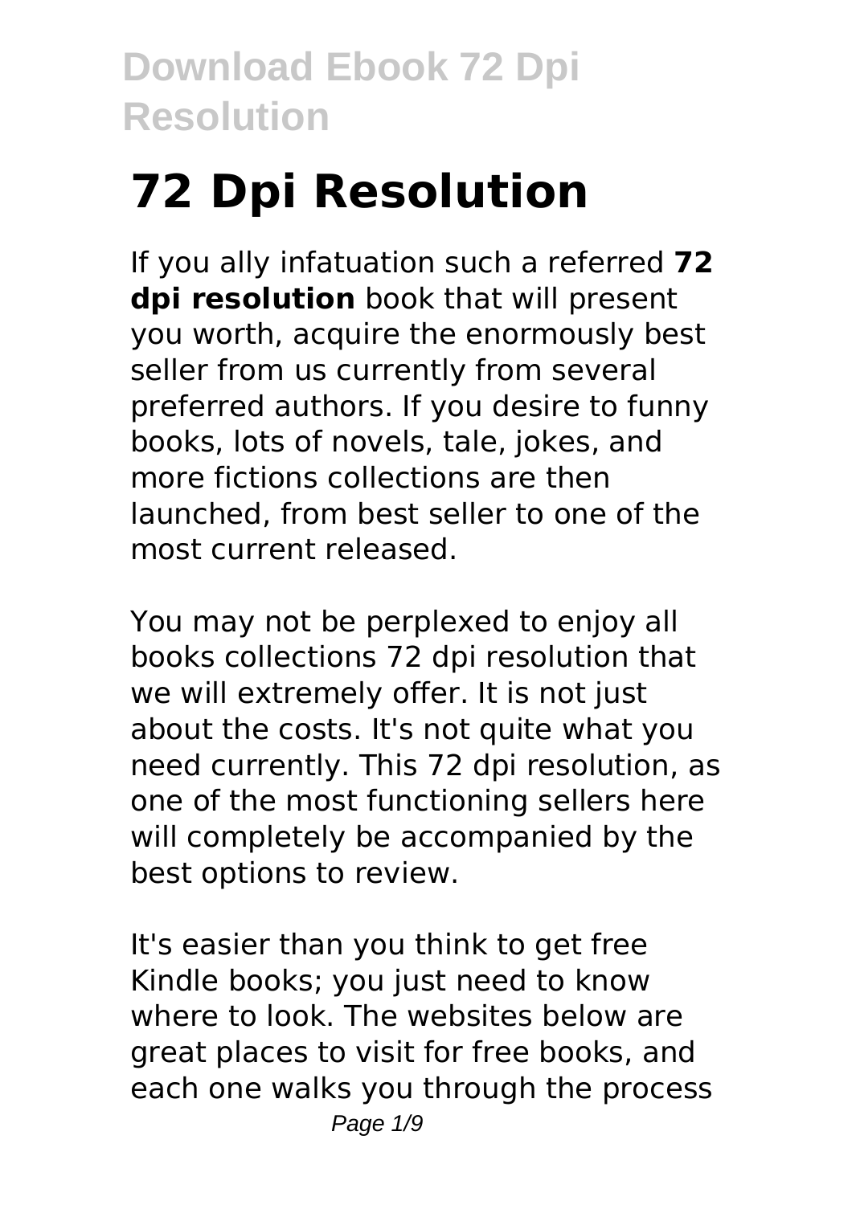# 72 Dpi Resolution

If you ally infatuation such a referred **72 dpi resolution** book that will present you worth, acquire the enormously best seller from us currently from several preferred authors. If you desire to funny books, lots of novels, tale, jokes, and more fictions collections are then launched, from best seller to one of the most current released.

You may not be perplexed to enjoy all books collections 72 dpi resolution that we will extremely offer. It is not just about the costs. It's not quite what you need currently. This 72 dpi resolution, as one of the most functioning sellers here will completely be accompanied by the best options to review.

It's easier than you think to get free Kindle books; you just need to know where to look. The websites below are great places to visit for free books, and each one walks you through the process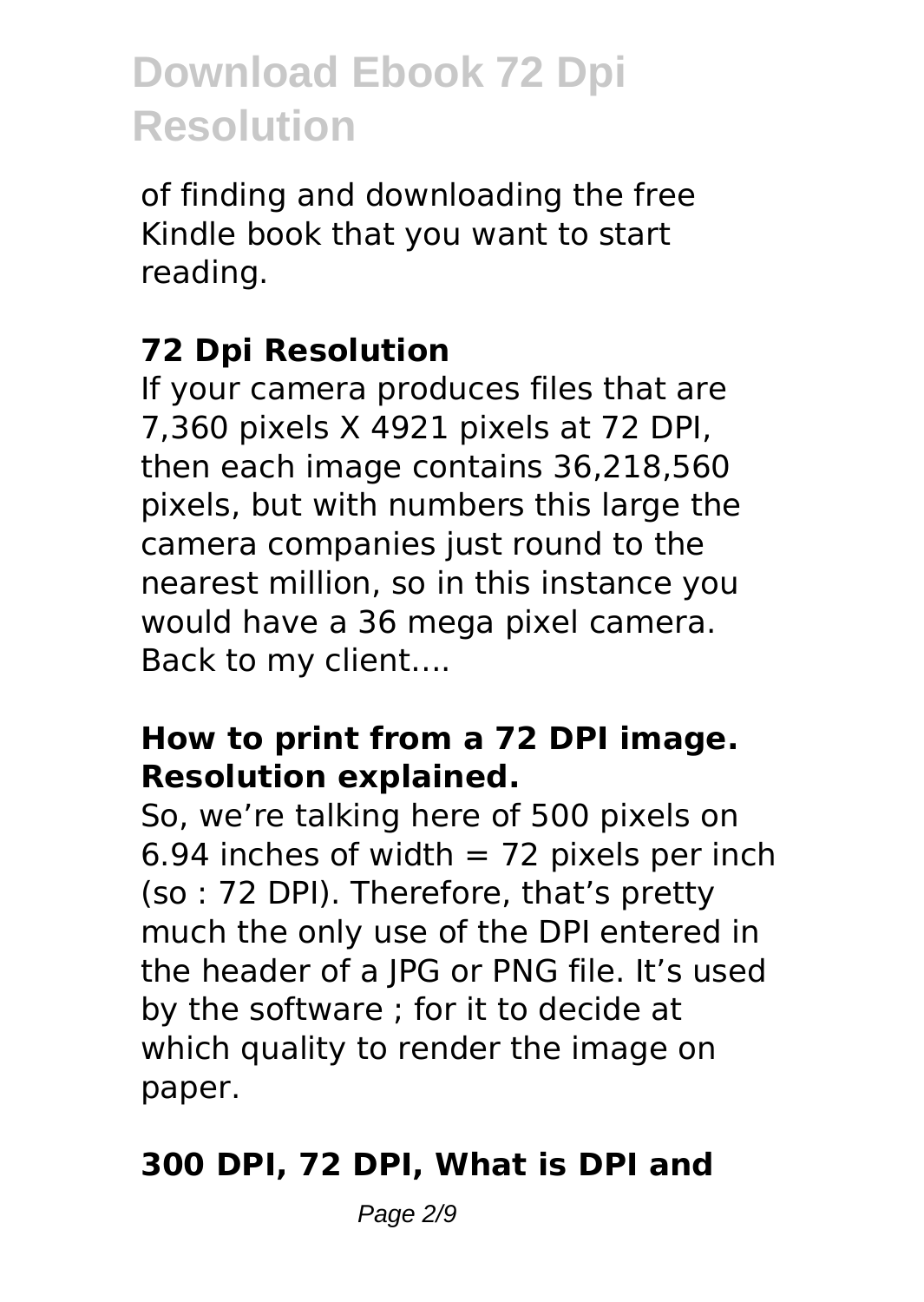of finding and downloading the free Kindle book that you want to start reading.

## 72 Dpi Resolution

If your camera produces files that are 7,360 pixels X 4921 pixels at 72 DPI, then each image contains 36,218,560 pixels, but with numbers this large the camera companies just round to the nearest million, so in this instance you would have a 36 mega pixel camera. Back to my client….

## How to print from a 72 DPI image. Resolution explained.

So, we're talking here of 500 pixels on 6.94 inches of width = 72 pixels per inch (so : 72 DPI). Therefore, that's pretty much the only use of the DPI entered in the header of a JPG or PNG file. It's used by the software ; for it to decide at which quality to render the image on paper.

## 300 DPI, 72 DPI, What is DPI and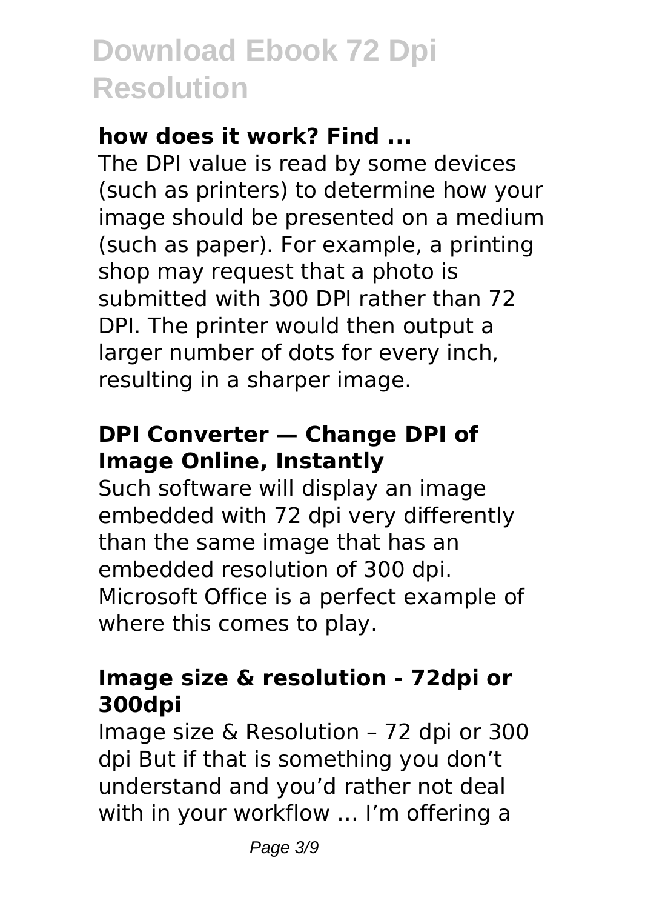### how does it work? Find ...

The DPI value is read by some devices (such as printers) to determine how your image should be presented on a medium (such as paper). For example, a printing shop may request that a photo is submitted with 300 DPI rather than 72 DPI. The printer would then output a larger number of dots for every inch, resulting in a sharper image.

### DPI Converter — Change DPI of Image Online, Instantly

Such software will display an image embedded with 72 dpi very differently than the same image that has an embedded resolution of 300 dpi. Microsoft Office is a perfect example of where this comes to play.

### Image size & resolution - 72dpi or 300dpi

Image size & Resolution – 72 dpi or 300 dpi But if that is something you don't understand and you'd rather not deal with in your workflow … I'm offering a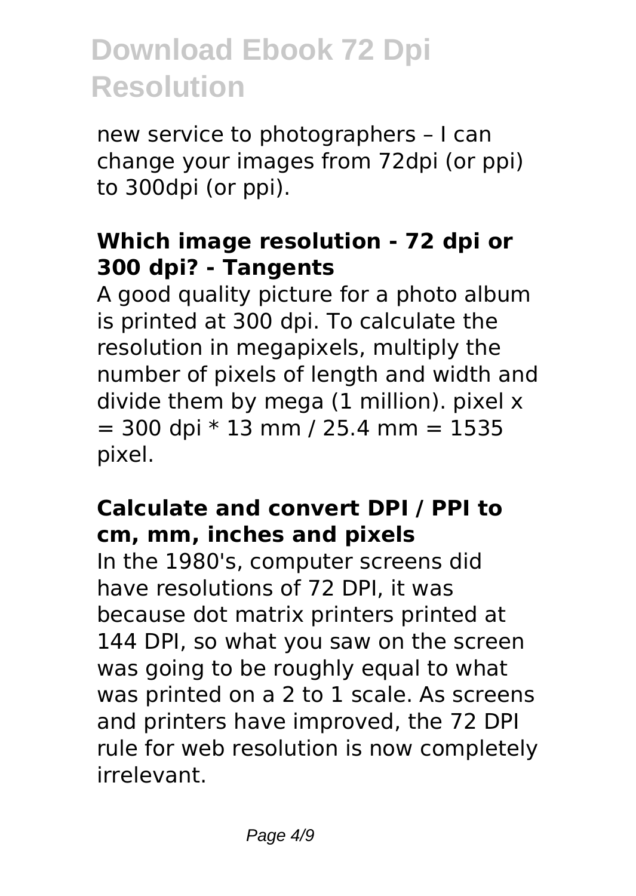new service to photographers – I can change your images from 72dpi (or ppi) to 300dpi (or ppi).

### Which image resolution - 72 dpi or 300 dpi? - Tangents

A good quality picture for a photo album is printed at 300 dpi. To calculate the resolution in megapixels, multiply the number of pixels of length and width and divide them by mega (1 million). pixel x = 300 dpi * 13 mm / 25.4 mm = 1535 pixel.

### Calculate and convert DPI / PPI to cm, mm, inches and pixels

In the 1980's, computer screens did have resolutions of 72 DPI, it was because dot matrix printers printed at 144 DPI, so what you saw on the screen was going to be roughly equal to what was printed on a 2 to 1 scale. As screens and printers have improved, the 72 DPI rule for web resolution is now completely irrelevant.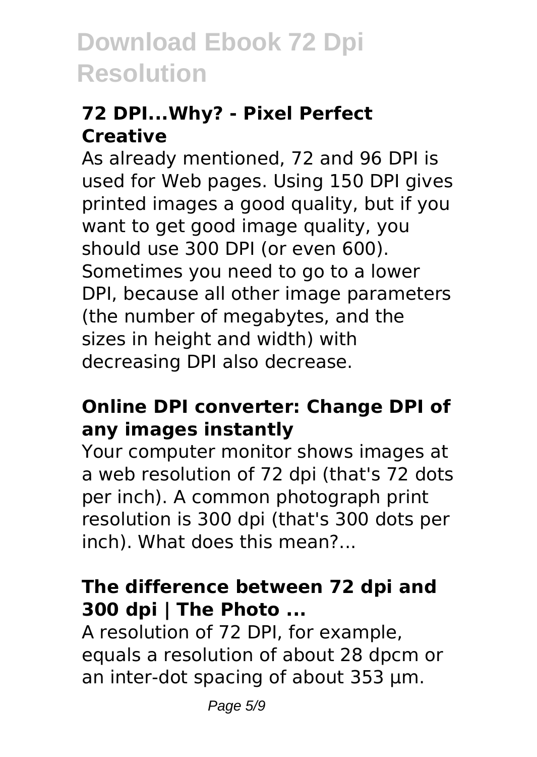## 72 DPI...Why? - Pixel Perfect Creative

As already mentioned, 72 and 96 DPI is used for Web pages. Using 150 DPI gives printed images a good quality, but if you want to get good image quality, you should use 300 DPI (or even 600). Sometimes you need to go to a lower DPI, because all other image parameters (the number of megabytes, and the sizes in height and width) with decreasing DPI also decrease.

## Online DPI converter: Change DPI of any images instantly

Your computer monitor shows images at a web resolution of 72 dpi (that's 72 dots per inch). A common photograph print resolution is 300 dpi (that's 300 dots per inch). What does this mean?...

## The difference between 72 dpi and 300 dpi | The Photo ...

A resolution of 72 DPI, for example, equals a resolution of about 28 dpcm or an inter-dot spacing of about 353 µm.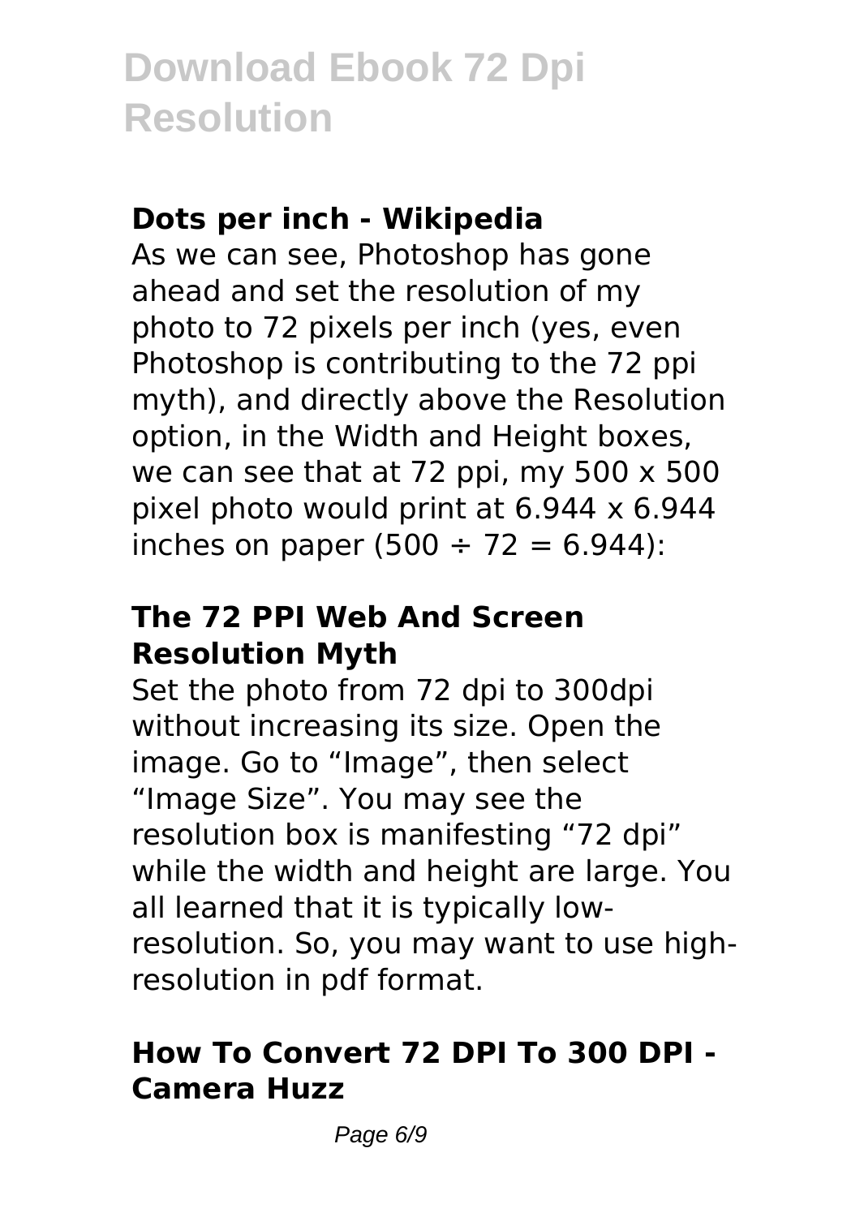**Dots per inch - Wikipedia**

As we can see, Photoshop has gone ahead and set the resolution of my photo to 72 pixels per inch (yes, even Photoshop is contributing to the 72 ppi myth), and directly above the Resolution option, in the Width and Height boxes, we can see that at 72 ppi, my 500 x 500 pixel photo would print at 6.944 x 6.944 inches on paper ($500 \div 72 = 6.944$):

**The 72 PPI Web And Screen Resolution Myth**

Set the photo from 72 dpi to 300dpi without increasing its size. Open the image. Go to “Image”, then select “Image Size”. You may see the resolution box is manifesting “72 dpi” while the width and height are large. You all learned that it is typically low-resolution. So, you may want to use high-resolution in pdf format.

**How To Convert 72 DPI To 300 DPI - Camera Huzz**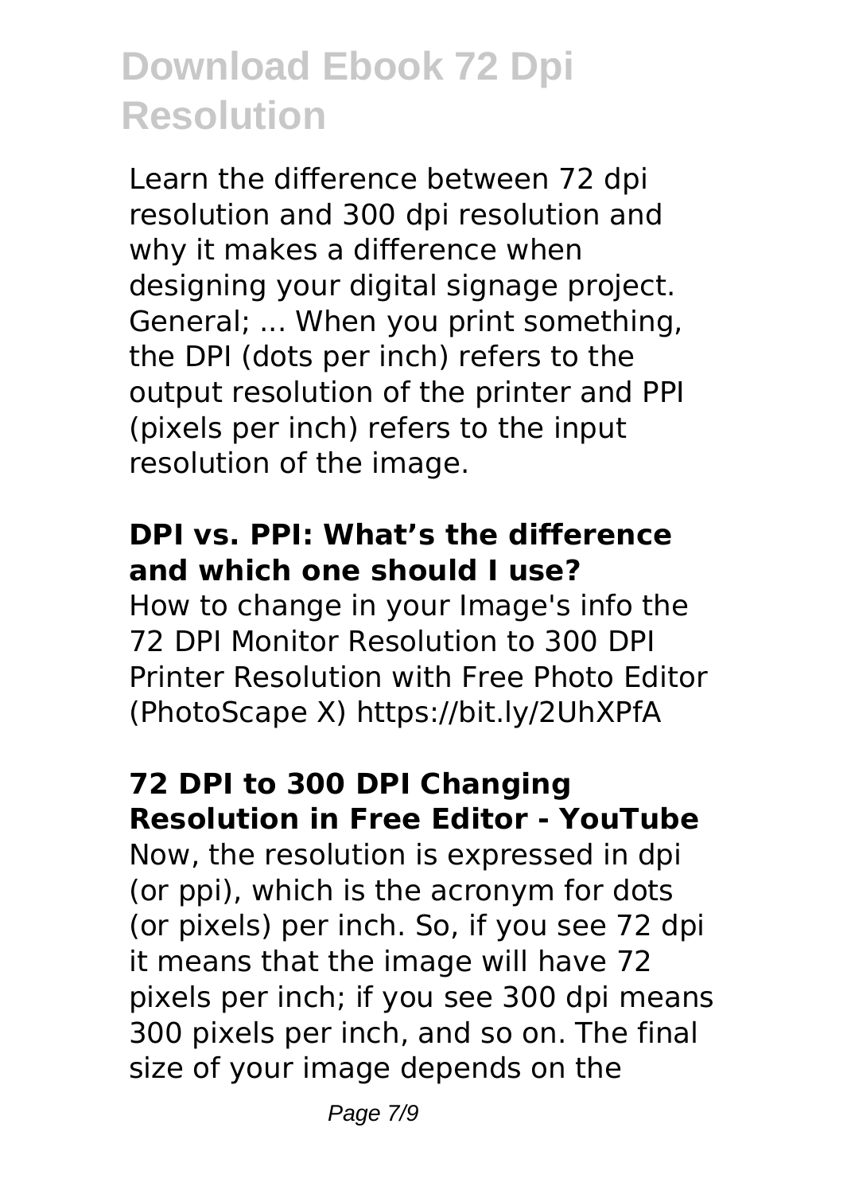Learn the difference between 72 dpi resolution and 300 dpi resolution and why it makes a difference when designing your digital signage project. General; ... When you print something, the DPI (dots per inch) refers to the output resolution of the printer and PPI (pixels per inch) refers to the input resolution of the image.

### DPI vs. PPI: What’s the difference and which one should I use?

How to change in your Image's info the 72 DPI Monitor Resolution to 300 DPI Printer Resolution with Free Photo Editor (PhotoScape X) https://bit.ly/2UhXPfA

### 72 DPI to 300 DPI Changing Resolution in Free Editor - YouTube

Now, the resolution is expressed in dpi (or ppi), which is the acronym for dots (or pixels) per inch. So, if you see 72 dpi it means that the image will have 72 pixels per inch; if you see 300 dpi means 300 pixels per inch, and so on. The final size of your image depends on the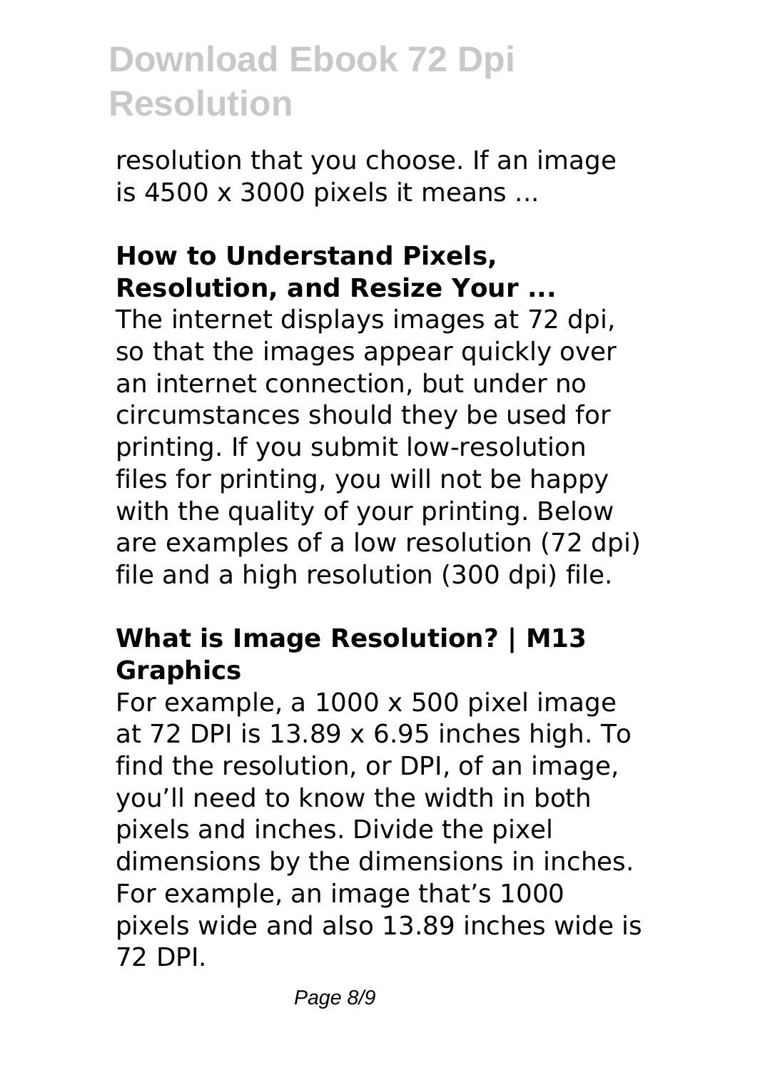resolution that you choose. If an image is 4500 x 3000 pixels it means ...

**How to Understand Pixels, Resolution, and Resize Your ...**

The internet displays images at 72 dpi, so that the images appear quickly over an internet connection, but under no circumstances should they be used for printing. If you submit low-resolution files for printing, you will not be happy with the quality of your printing. Below are examples of a low resolution (72 dpi) file and a high resolution (300 dpi) file.

**What is Image Resolution? | M13 Graphics**

For example, a 1000 x 500 pixel image at 72 DPI is 13.89 x 6.95 inches high. To find the resolution, or DPI, of an image, you'll need to know the width in both pixels and inches. Divide the pixel dimensions by the dimensions in inches. For example, an image that's 1000 pixels wide and also 13.89 inches wide is 72 DPI.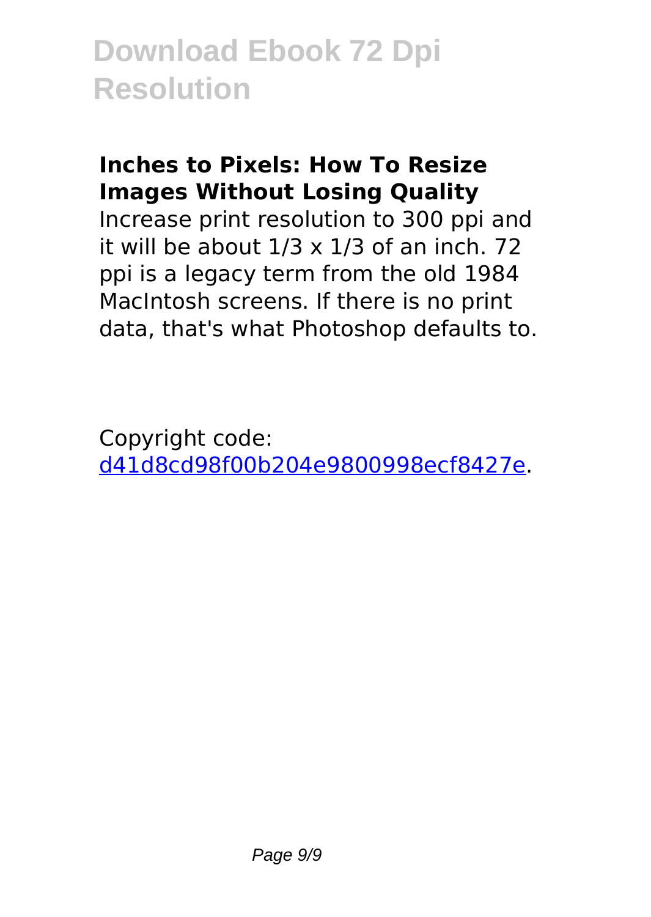### Inches to Pixels: How To Resize Images Without Losing Quality

Increase print resolution to 300 ppi and it will be about 1/3 x 1/3 of an inch. 72 ppi is a legacy term from the old 1984 MacIntosh screens. If there is no print data, that's what Photoshop defaults to.

Copyright code: d41d8cd98f00b204e9800998ecf8427e.